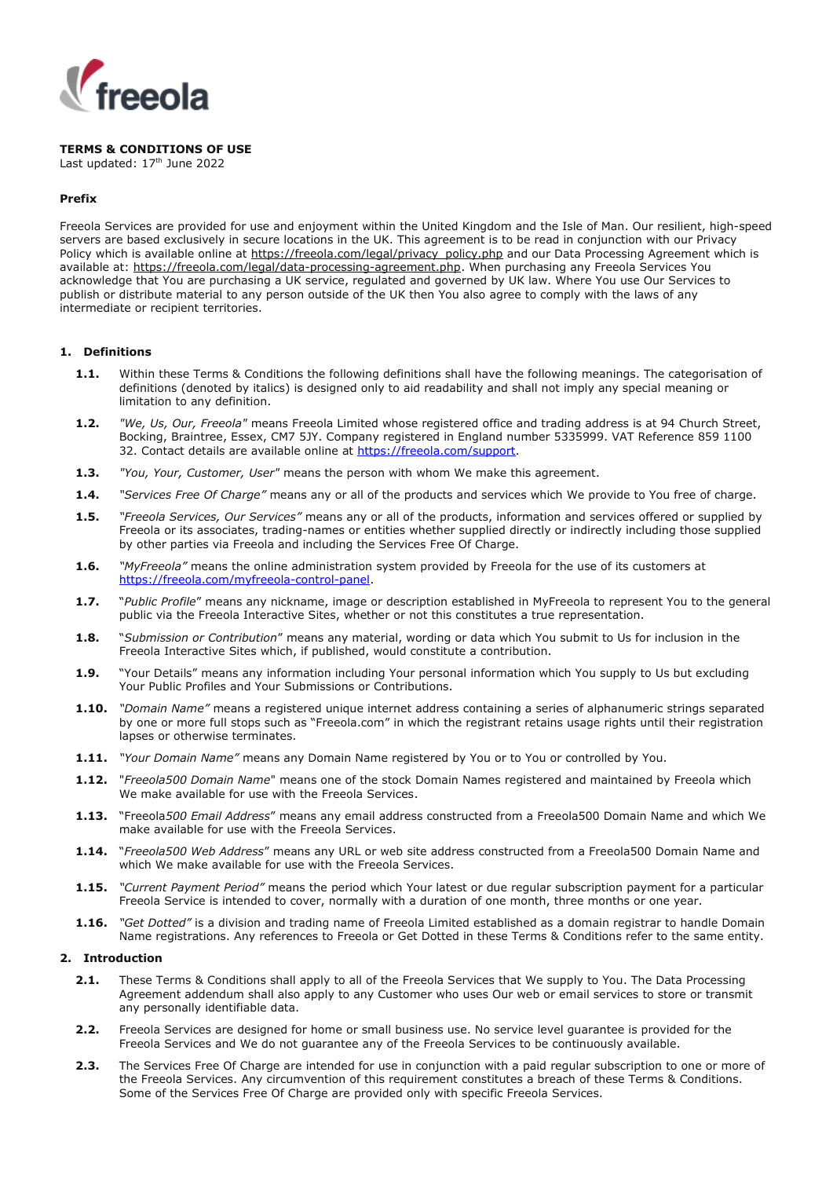# TERMS & CONDITIONS OF USE

Last updated: 17th June 2022

## Prefix

Freeola Services are provided for use and enjoyment within the United Kingdom and the Isle of Man. Our resilient, high-speed servers are based exclusively in secure locations in the UK. This agreement is to be read in conjunction with our Privacy Policy which is available online at https://freeola.com/legal/privacy_policy.php and our Data Processing Agreement which is available at: https://freeola.com/legal/data-processing-agreement.php. When purchasing any Freeola Services You acknowledge that You are purchasing a UK service, regulated and governed by UK law. Where You use Our Services to publish or distribute material to any person outside of the UK then You also agree to comply with the laws of any intermediate or recipient territories.

## 1. Definitions

**1.1.** Within these Terms & Conditions the following definitions shall have the following meanings. The categorisation of definitions (denoted by italics) is designed only to aid readability and shall not imply any special meaning or limitation to any definition.

**1.2.** *"We, Us, Our, Freeola"* means Freeola Limited whose registered office and trading address is at 94 Church Street, Bocking, Braintree, Essex, CM7 5JY. Company registered in England number 5335999. VAT Reference 859 1100 32. Contact details are available online at https://freeola.com/support.

**1.3.** *"You, Your, Customer, User"* means the person with whom We make this agreement.

**1.4.** *"Services Free Of Charge"* means any or all of the products and services which We provide to You free of charge.

**1.5.** *"Freeola Services, Our Services"* means any or all of the products, information and services offered or supplied by Freeola or its associates, trading-names or entities whether supplied directly or indirectly including those supplied by other parties via Freeola and including the Services Free Of Charge.

**1.6.** *"MyFreeola"* means the online administration system provided by Freeola for the use of its customers at https://freeola.com/myfreeola-control-panel.

**1.7.** "*Public Profile*" means any nickname, image or description established in MyFreeola to represent You to the general public via the Freeola Interactive Sites, whether or not this constitutes a true representation.

**1.8.** "*Submission or Contribution*" means any material, wording or data which You submit to Us for inclusion in the Freeola Interactive Sites which, if published, would constitute a contribution.

**1.9.** "Your Details" means any information including Your personal information which You supply to Us but excluding Your Public Profiles and Your Submissions or Contributions.

**1.10.** *"Domain Name"* means a registered unique internet address containing a series of alphanumeric strings separated by one or more full stops such as "Freeola.com" in which the registrant retains usage rights until their registration lapses or otherwise terminates.

**1.11.** *"Your Domain Name"* means any Domain Name registered by You or to You or controlled by You.

**1.12.** "*Freeola500 Domain Name*" means one of the stock Domain Names registered and maintained by Freeola which We make available for use with the Freeola Services.

**1.13.** "Freeola*500 Email Address*" means any email address constructed from a Freeola500 Domain Name and which We make available for use with the Freeola Services.

**1.14.** "*Freeola500 Web Address*" means any URL or web site address constructed from a Freeola500 Domain Name and which We make available for use with the Freeola Services.

**1.15.** *"Current Payment Period"* means the period which Your latest or due regular subscription payment for a particular Freeola Service is intended to cover, normally with a duration of one month, three months or one year.

**1.16.** *"Get Dotted"* is a division and trading name of Freeola Limited established as a domain registrar to handle Domain Name registrations. Any references to Freeola or Get Dotted in these Terms & Conditions refer to the same entity.

## 2. Introduction

**2.1.** These Terms & Conditions shall apply to all of the Freeola Services that We supply to You. The Data Processing Agreement addendum shall also apply to any Customer who uses Our web or email services to store or transmit any personally identifiable data.

**2.2.** Freeola Services are designed for home or small business use. No service level guarantee is provided for the Freeola Services and We do not guarantee any of the Freeola Services to be continuously available.

**2.3.** The Services Free Of Charge are intended for use in conjunction with a paid regular subscription to one or more of the Freeola Services. Any circumvention of this requirement constitutes a breach of these Terms & Conditions. Some of the Services Free Of Charge are provided only with specific Freeola Services.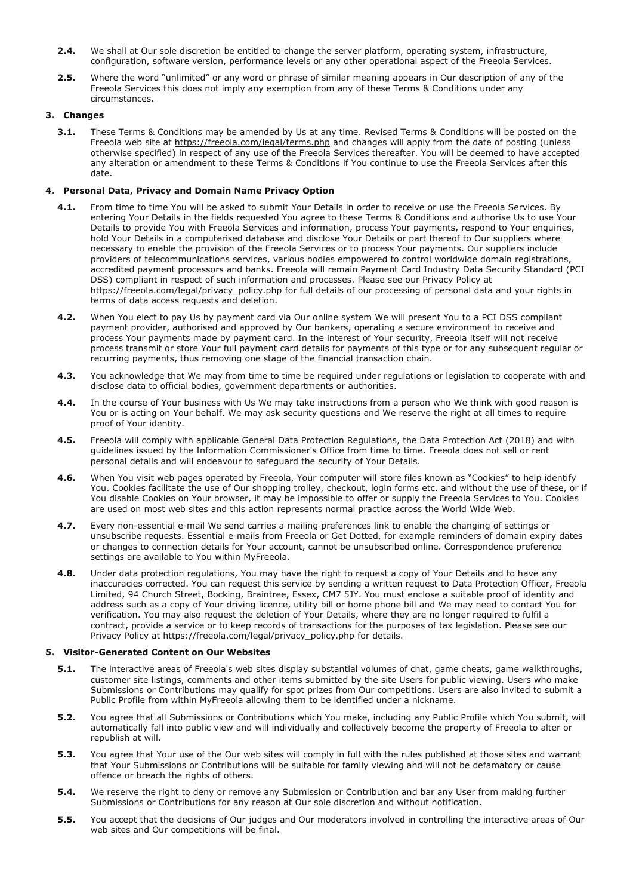**2.4.** We shall at Our sole discretion be entitled to change the server platform, operating system, infrastructure, configuration, software version, performance levels or any other operational aspect of the Freeola Services.

**2.5.** Where the word "unlimited" or any word or phrase of similar meaning appears in Our description of any of the Freeola Services this does not imply any exemption from any of these Terms & Conditions under any circumstances.

### 3. Changes

**3.1.** These Terms & Conditions may be amended by Us at any time. Revised Terms & Conditions will be posted on the Freeola web site at https://freeola.com/legal/terms.php and changes will apply from the date of posting (unless otherwise specified) in respect of any use of the Freeola Services thereafter. You will be deemed to have accepted any alteration or amendment to these Terms & Conditions if You continue to use the Freeola Services after this date.

### 4. Personal Data, Privacy and Domain Name Privacy Option

**4.1.** From time to time You will be asked to submit Your Details in order to receive or use the Freeola Services. By entering Your Details in the fields requested You agree to these Terms & Conditions and authorise Us to use Your Details to provide You with Freeola Services and information, process Your payments, respond to Your enquiries, hold Your Details in a computerised database and disclose Your Details or part thereof to Our suppliers where necessary to enable the provision of the Freeola Services or to process Your payments. Our suppliers include providers of telecommunications services, various bodies empowered to control worldwide domain registrations, accredited payment processors and banks. Freeola will remain Payment Card Industry Data Security Standard (PCI DSS) compliant in respect of such information and processes. Please see our Privacy Policy at https://freeola.com/legal/privacy_policy.php for full details of our processing of personal data and your rights in terms of data access requests and deletion.

**4.2.** When You elect to pay Us by payment card via Our online system We will present You to a PCI DSS compliant payment provider, authorised and approved by Our bankers, operating a secure environment to receive and process Your payments made by payment card. In the interest of Your security, Freeola itself will not receive process transmit or store Your full payment card details for payments of this type or for any subsequent regular or recurring payments, thus removing one stage of the financial transaction chain.

**4.3.** You acknowledge that We may from time to time be required under regulations or legislation to cooperate with and disclose data to official bodies, government departments or authorities.

**4.4.** In the course of Your business with Us We may take instructions from a person who We think with good reason is You or is acting on Your behalf. We may ask security questions and We reserve the right at all times to require proof of Your identity.

**4.5.** Freeola will comply with applicable General Data Protection Regulations, the Data Protection Act (2018) and with guidelines issued by the Information Commissioner's Office from time to time. Freeola does not sell or rent personal details and will endeavour to safeguard the security of Your Details.

**4.6.** When You visit web pages operated by Freeola, Your computer will store files known as "Cookies" to help identify You. Cookies facilitate the use of Our shopping trolley, checkout, login forms etc. and without the use of these, or if You disable Cookies on Your browser, it may be impossible to offer or supply the Freeola Services to You. Cookies are used on most web sites and this action represents normal practice across the World Wide Web.

**4.7.** Every non-essential e-mail We send carries a mailing preferences link to enable the changing of settings or unsubscribe requests. Essential e-mails from Freeola or Get Dotted, for example reminders of domain expiry dates or changes to connection details for Your account, cannot be unsubscribed online. Correspondence preference settings are available to You within MyFreeola.

**4.8.** Under data protection regulations, You may have the right to request a copy of Your Details and to have any inaccuracies corrected. You can request this service by sending a written request to Data Protection Officer, Freeola Limited, 94 Church Street, Bocking, Braintree, Essex, CM7 5JY. You must enclose a suitable proof of identity and address such as a copy of Your driving licence, utility bill or home phone bill and We may need to contact You for verification. You may also request the deletion of Your Details, where they are no longer required to fulfil a contract, provide a service or to keep records of transactions for the purposes of tax legislation. Please see our Privacy Policy at https://freeola.com/legal/privacy_policy.php for details.

### 5. Visitor-Generated Content on Our Websites

**5.1.** The interactive areas of Freeola's web sites display substantial volumes of chat, game cheats, game walkthroughs, customer site listings, comments and other items submitted by the site Users for public viewing. Users who make Submissions or Contributions may qualify for spot prizes from Our competitions. Users are also invited to submit a Public Profile from within MyFreeola allowing them to be identified under a nickname.

**5.2.** You agree that all Submissions or Contributions which You make, including any Public Profile which You submit, will automatically fall into public view and will individually and collectively become the property of Freeola to alter or republish at will.

**5.3.** You agree that Your use of the Our web sites will comply in full with the rules published at those sites and warrant that Your Submissions or Contributions will be suitable for family viewing and will not be defamatory or cause offence or breach the rights of others.

**5.4.** We reserve the right to deny or remove any Submission or Contribution and bar any User from making further Submissions or Contributions for any reason at Our sole discretion and without notification.

**5.5.** You accept that the decisions of Our judges and Our moderators involved in controlling the interactive areas of Our web sites and Our competitions will be final.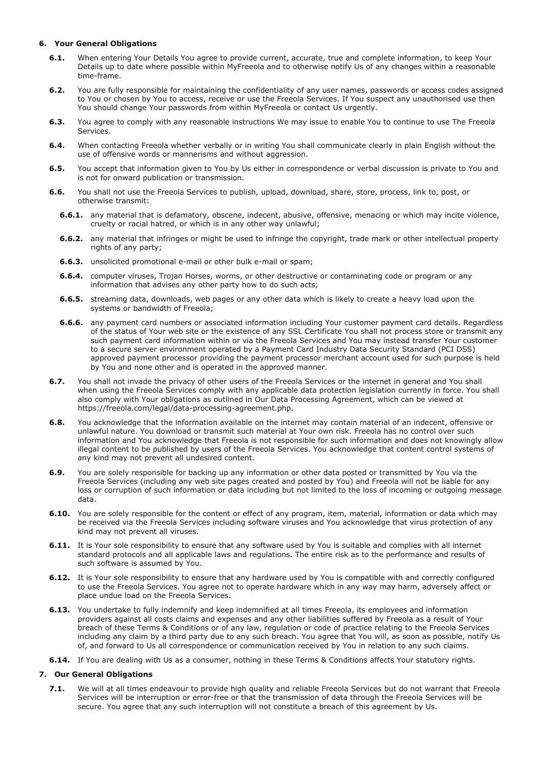## 6. Your General Obligations

**6.1.** When entering Your Details You agree to provide current, accurate, true and complete information, to keep Your Details up to date where possible within MyFreeola and to otherwise notify Us of any changes within a reasonable time-frame.

**6.2.** You are fully responsible for maintaining the confidentiality of any user names, passwords or access codes assigned to You or chosen by You to access, receive or use the Freeola Services. If You suspect any unauthorised use then You should change Your passwords from within MyFreeola or contact Us urgently.

**6.3.** You agree to comply with any reasonable instructions We may issue to enable You to continue to use The Freeola Services.

**6.4.** When contacting Freeola whether verbally or in writing You shall communicate clearly in plain English without the use of offensive words or mannerisms and without aggression.

**6.5.** You accept that information given to You by Us either in correspondence or verbal discussion is private to You and is not for onward publication or transmission.

**6.6.** You shall not use the Freeola Services to publish, upload, download, share, store, process, link to, post, or otherwise transmit:

- **6.6.1.** any material that is defamatory, obscene, indecent, abusive, offensive, menacing or which may incite violence, cruelty or racial hatred, or which is in any other way unlawful;
- **6.6.2.** any material that infringes or might be used to infringe the copyright, trade mark or other intellectual property rights of any party;
- **6.6.3.** unsolicited promotional e-mail or other bulk e-mail or spam;
- **6.6.4.** computer viruses, Trojan Horses, worms, or other destructive or contaminating code or program or any information that advises any other party how to do such acts;
- **6.6.5.** streaming data, downloads, web pages or any other data which is likely to create a heavy load upon the systems or bandwidth of Freeola;
- **6.6.6.** any payment card numbers or associated information including Your customer payment card details. Regardless of the status of Your web site or the existence of any SSL Certificate You shall not process store or transmit any such payment card information within or via the Freeola Services and You may instead transfer Your customer to a secure server environment operated by a Payment Card Industry Data Security Standard (PCI DSS) approved payment processor providing the payment processor merchant account used for such purpose is held by You and none other and is operated in the approved manner.

**6.7.** You shall not invade the privacy of other users of the Freeola Services or the internet in general and You shall when using the Freeola Services comply with any applicable data protection legislation currently in force. You shall also comply with Your obligations as outlined in Our Data Processing Agreement, which can be viewed at https://freeola.com/legal/data-processing-agreement.php.

**6.8.** You acknowledge that the information available on the internet may contain material of an indecent, offensive or unlawful nature. You download or transmit such material at Your own risk. Freeola has no control over such information and You acknowledge that Freeola is not responsible for such information and does not knowingly allow illegal content to be published by users of the Freeola Services. You acknowledge that content control systems of any kind may not prevent all undesired content.

**6.9.** You are solely responsible for backing up any information or other data posted or transmitted by You via the Freeola Services (including any web site pages created and posted by You) and Freeola will not be liable for any loss or corruption of such information or data including but not limited to the loss of incoming or outgoing message data.

**6.10.** You are solely responsible for the content or effect of any program, item, material, information or data which may be received via the Freeola Services including software viruses and You acknowledge that virus protection of any kind may not prevent all viruses.

**6.11.** It is Your sole responsibility to ensure that any software used by You is suitable and complies with all internet standard protocols and all applicable laws and regulations. The entire risk as to the performance and results of such software is assumed by You.

**6.12.** It is Your sole responsibility to ensure that any hardware used by You is compatible with and correctly configured to use the Freeola Services. You agree not to operate hardware which in any way may harm, adversely affect or place undue load on the Freeola Services.

**6.13.** You undertake to fully indemnify and keep indemnified at all times Freeola, its employees and information providers against all costs claims and expenses and any other liabilities suffered by Freeola as a result of Your breach of these Terms & Conditions or of any law, regulation or code of practice relating to the Freeola Services including any claim by a third party due to any such breach. You agree that You will, as soon as possible, notify Us of, and forward to Us all correspondence or communication received by You in relation to any such claims.

**6.14.** If You are dealing with Us as a consumer, nothing in these Terms & Conditions affects Your statutory rights.

## 7. Our General Obligations

**7.1.** We will at all times endeavour to provide high quality and reliable Freeola Services but do not warrant that Freeola Services will be interruption or error-free or that the transmission of data through the Freeola Services will be secure. You agree that any such interruption will not constitute a breach of this agreement by Us.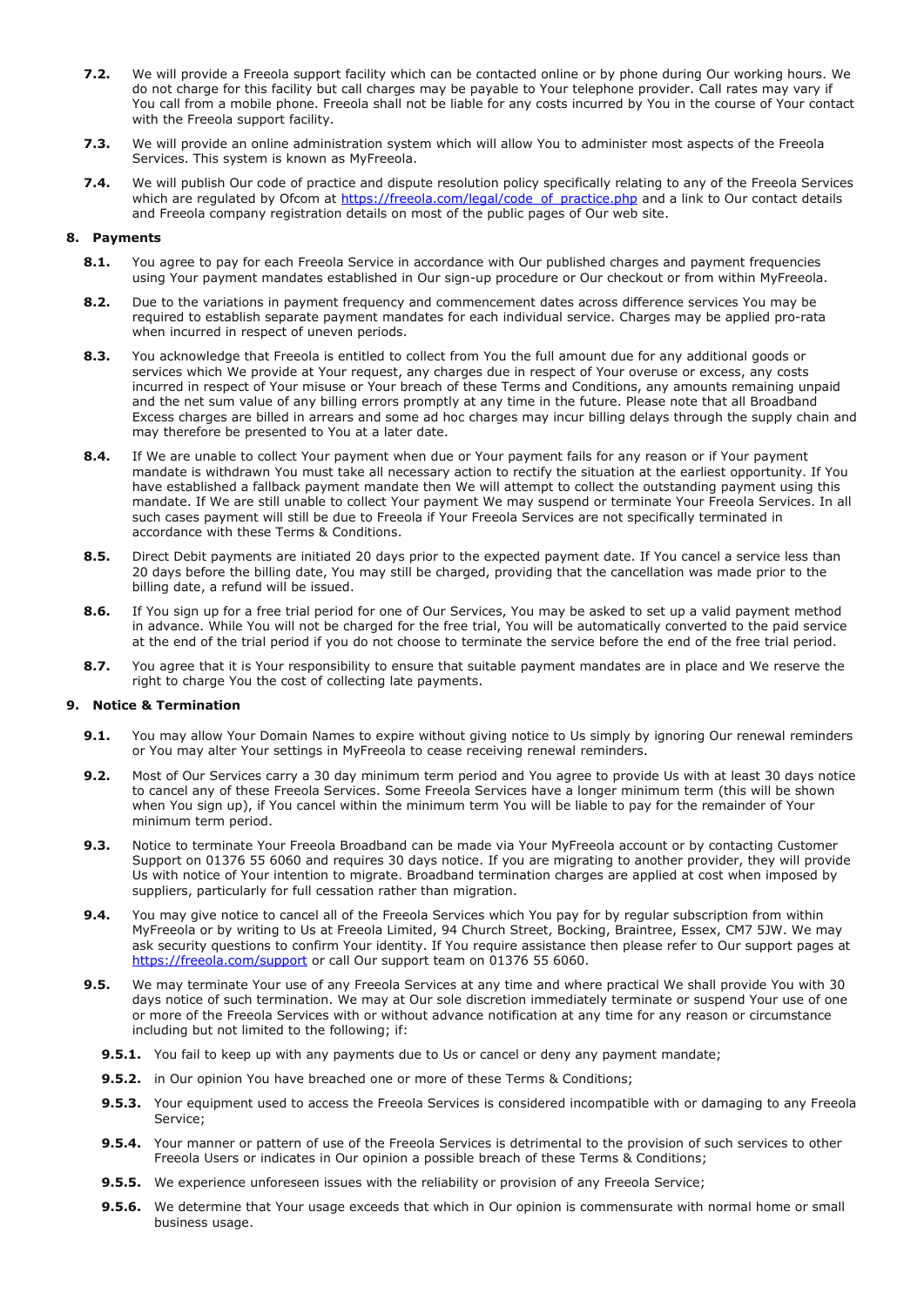**7.2.** We will provide a Freeola support facility which can be contacted online or by phone during Our working hours. We do not charge for this facility but call charges may be payable to Your telephone provider. Call rates may vary if You call from a mobile phone. Freeola shall not be liable for any costs incurred by You in the course of Your contact with the Freeola support facility.

**7.3.** We will provide an online administration system which will allow You to administer most aspects of the Freeola Services. This system is known as MyFreeola.

**7.4.** We will publish Our code of practice and dispute resolution policy specifically relating to any of the Freeola Services which are regulated by Ofcom at https://freeola.com/legal/code_of_practice.php and a link to Our contact details and Freeola company registration details on most of the public pages of Our web site.

## 8. Payments

**8.1.** You agree to pay for each Freeola Service in accordance with Our published charges and payment frequencies using Your payment mandates established in Our sign-up procedure or Our checkout or from within MyFreeola.

**8.2.** Due to the variations in payment frequency and commencement dates across difference services You may be required to establish separate payment mandates for each individual service. Charges may be applied pro-rata when incurred in respect of uneven periods.

**8.3.** You acknowledge that Freeola is entitled to collect from You the full amount due for any additional goods or services which We provide at Your request, any charges due in respect of Your overuse or excess, any costs incurred in respect of Your misuse or Your breach of these Terms and Conditions, any amounts remaining unpaid and the net sum value of any billing errors promptly at any time in the future. Please note that all Broadband Excess charges are billed in arrears and some ad hoc charges may incur billing delays through the supply chain and may therefore be presented to You at a later date.

**8.4.** If We are unable to collect Your payment when due or Your payment fails for any reason or if Your payment mandate is withdrawn You must take all necessary action to rectify the situation at the earliest opportunity. If You have established a fallback payment mandate then We will attempt to collect the outstanding payment using this mandate. If We are still unable to collect Your payment We may suspend or terminate Your Freeola Services. In all such cases payment will still be due to Freeola if Your Freeola Services are not specifically terminated in accordance with these Terms & Conditions.

**8.5.** Direct Debit payments are initiated 20 days prior to the expected payment date. If You cancel a service less than 20 days before the billing date, You may still be charged, providing that the cancellation was made prior to the billing date, a refund will be issued.

**8.6.** If You sign up for a free trial period for one of Our Services, You may be asked to set up a valid payment method in advance. While You will not be charged for the free trial, You will be automatically converted to the paid service at the end of the trial period if you do not choose to terminate the service before the end of the free trial period.

**8.7.** You agree that it is Your responsibility to ensure that suitable payment mandates are in place and We reserve the right to charge You the cost of collecting late payments.

## 9. Notice & Termination

**9.1.** You may allow Your Domain Names to expire without giving notice to Us simply by ignoring Our renewal reminders or You may alter Your settings in MyFreeola to cease receiving renewal reminders.

**9.2.** Most of Our Services carry a 30 day minimum term period and You agree to provide Us with at least 30 days notice to cancel any of these Freeola Services. Some Freeola Services have a longer minimum term (this will be shown when You sign up), if You cancel within the minimum term You will be liable to pay for the remainder of Your minimum term period.

**9.3.** Notice to terminate Your Freeola Broadband can be made via Your MyFreeola account or by contacting Customer Support on 01376 55 6060 and requires 30 days notice. If you are migrating to another provider, they will provide Us with notice of Your intention to migrate. Broadband termination charges are applied at cost when imposed by suppliers, particularly for full cessation rather than migration.

**9.4.** You may give notice to cancel all of the Freeola Services which You pay for by regular subscription from within MyFreeola or by writing to Us at Freeola Limited, 94 Church Street, Bocking, Braintree, Essex, CM7 5JW. We may ask security questions to confirm Your identity. If You require assistance then please refer to Our support pages at https://freeola.com/support or call Our support team on 01376 55 6060.

**9.5.** We may terminate Your use of any Freeola Services at any time and where practical We shall provide You with 30 days notice of such termination. We may at Our sole discretion immediately terminate or suspend Your use of one or more of the Freeola Services with or without advance notification at any time for any reason or circumstance including but not limited to the following; if:

- **9.5.1.** You fail to keep up with any payments due to Us or cancel or deny any payment mandate;
- **9.5.2.** in Our opinion You have breached one or more of these Terms & Conditions;
- **9.5.3.** Your equipment used to access the Freeola Services is considered incompatible with or damaging to any Freeola Service;
- **9.5.4.** Your manner or pattern of use of the Freeola Services is detrimental to the provision of such services to other Freeola Users or indicates in Our opinion a possible breach of these Terms & Conditions;
- **9.5.5.** We experience unforeseen issues with the reliability or provision of any Freeola Service;
- **9.5.6.** We determine that Your usage exceeds that which in Our opinion is commensurate with normal home or small business usage.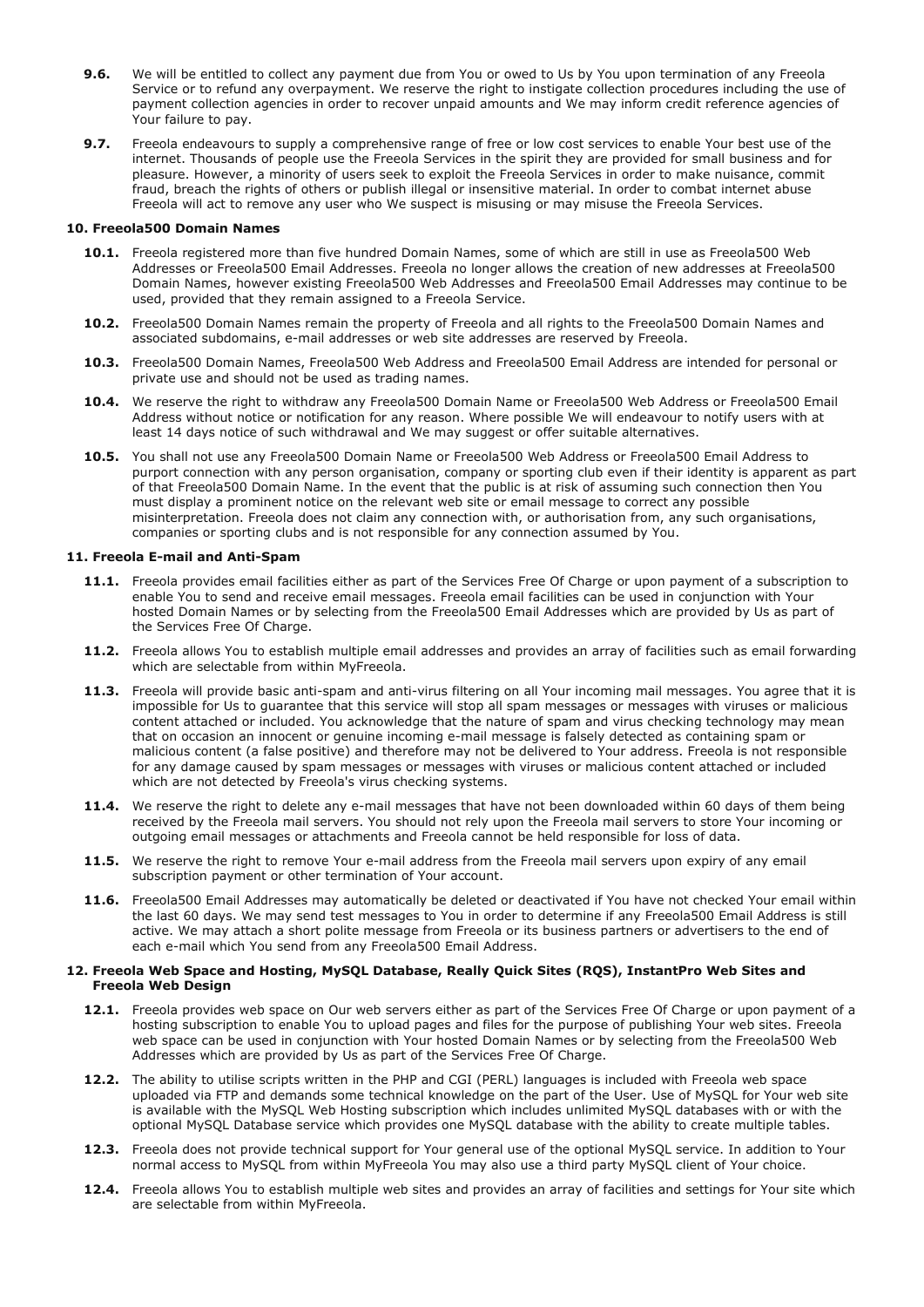**9.6.** We will be entitled to collect any payment due from You or owed to Us by You upon termination of any Freeola Service or to refund any overpayment. We reserve the right to instigate collection procedures including the use of payment collection agencies in order to recover unpaid amounts and We may inform credit reference agencies of Your failure to pay.

**9.7.** Freeola endeavours to supply a comprehensive range of free or low cost services to enable Your best use of the internet. Thousands of people use the Freeola Services in the spirit they are provided for small business and for pleasure. However, a minority of users seek to exploit the Freeola Services in order to make nuisance, commit fraud, breach the rights of others or publish illegal or insensitive material. In order to combat internet abuse Freeola will act to remove any user who We suspect is misusing or may misuse the Freeola Services.

#### 10. Freeola500 Domain Names

**10.1.** Freeola registered more than five hundred Domain Names, some of which are still in use as Freeola500 Web Addresses or Freeola500 Email Addresses. Freeola no longer allows the creation of new addresses at Freeola500 Domain Names, however existing Freeola500 Web Addresses and Freeola500 Email Addresses may continue to be used, provided that they remain assigned to a Freeola Service.

**10.2.** Freeola500 Domain Names remain the property of Freeola and all rights to the Freeola500 Domain Names and associated subdomains, e-mail addresses or web site addresses are reserved by Freeola.

**10.3.** Freeola500 Domain Names, Freeola500 Web Address and Freeola500 Email Address are intended for personal or private use and should not be used as trading names.

**10.4.** We reserve the right to withdraw any Freeola500 Domain Name or Freeola500 Web Address or Freeola500 Email Address without notice or notification for any reason. Where possible We will endeavour to notify users with at least 14 days notice of such withdrawal and We may suggest or offer suitable alternatives.

**10.5.** You shall not use any Freeola500 Domain Name or Freeola500 Web Address or Freeola500 Email Address to purport connection with any person organisation, company or sporting club even if their identity is apparent as part of that Freeola500 Domain Name. In the event that the public is at risk of assuming such connection then You must display a prominent notice on the relevant web site or email message to correct any possible misinterpretation. Freeola does not claim any connection with, or authorisation from, any such organisations, companies or sporting clubs and is not responsible for any connection assumed by You.

#### 11. Freeola E-mail and Anti-Spam

**11.1.** Freeola provides email facilities either as part of the Services Free Of Charge or upon payment of a subscription to enable You to send and receive email messages. Freeola email facilities can be used in conjunction with Your hosted Domain Names or by selecting from the Freeola500 Email Addresses which are provided by Us as part of the Services Free Of Charge.

**11.2.** Freeola allows You to establish multiple email addresses and provides an array of facilities such as email forwarding which are selectable from within MyFreeola.

**11.3.** Freeola will provide basic anti-spam and anti-virus filtering on all Your incoming mail messages. You agree that it is impossible for Us to guarantee that this service will stop all spam messages or messages with viruses or malicious content attached or included. You acknowledge that the nature of spam and virus checking technology may mean that on occasion an innocent or genuine incoming e-mail message is falsely detected as containing spam or malicious content (a false positive) and therefore may not be delivered to Your address. Freeola is not responsible for any damage caused by spam messages or messages with viruses or malicious content attached or included which are not detected by Freeola's virus checking systems.

**11.4.** We reserve the right to delete any e-mail messages that have not been downloaded within 60 days of them being received by the Freeola mail servers. You should not rely upon the Freeola mail servers to store Your incoming or outgoing email messages or attachments and Freeola cannot be held responsible for loss of data.

**11.5.** We reserve the right to remove Your e-mail address from the Freeola mail servers upon expiry of any email subscription payment or other termination of Your account.

**11.6.** Freeola500 Email Addresses may automatically be deleted or deactivated if You have not checked Your email within the last 60 days. We may send test messages to You in order to determine if any Freeola500 Email Address is still active. We may attach a short polite message from Freeola or its business partners or advertisers to the end of each e-mail which You send from any Freeola500 Email Address.

#### 12. Freeola Web Space and Hosting, MySQL Database, Really Quick Sites (RQS), InstantPro Web Sites and Freeola Web Design

**12.1.** Freeola provides web space on Our web servers either as part of the Services Free Of Charge or upon payment of a hosting subscription to enable You to upload pages and files for the purpose of publishing Your web sites. Freeola web space can be used in conjunction with Your hosted Domain Names or by selecting from the Freeola500 Web Addresses which are provided by Us as part of the Services Free Of Charge.

**12.2.** The ability to utilise scripts written in the PHP and CGI (PERL) languages is included with Freeola web space uploaded via FTP and demands some technical knowledge on the part of the User. Use of MySQL for Your web site is available with the MySQL Web Hosting subscription which includes unlimited MySQL databases with or with the optional MySQL Database service which provides one MySQL database with the ability to create multiple tables.

**12.3.** Freeola does not provide technical support for Your general use of the optional MySQL service. In addition to Your normal access to MySQL from within MyFreeola You may also use a third party MySQL client of Your choice.

**12.4.** Freeola allows You to establish multiple web sites and provides an array of facilities and settings for Your site which are selectable from within MyFreeola.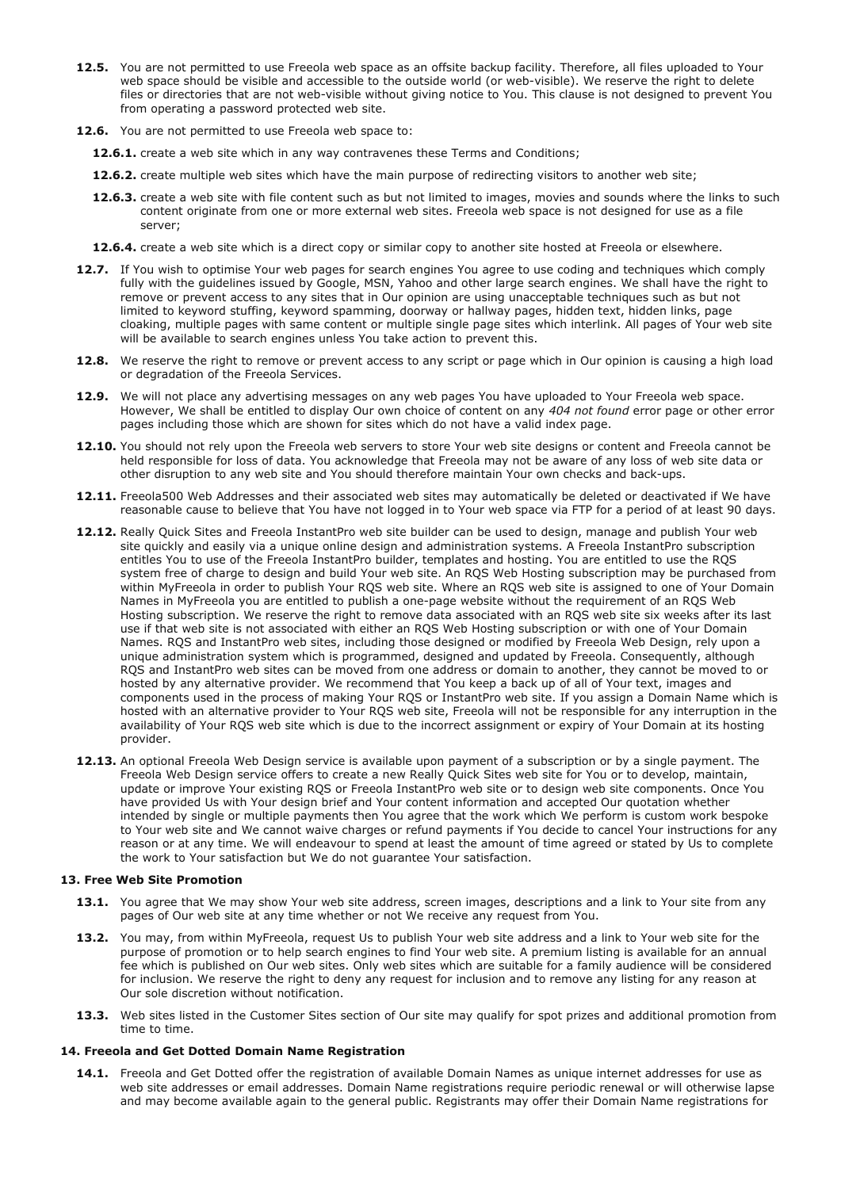**12.5.** You are not permitted to use Freeola web space as an offsite backup facility. Therefore, all files uploaded to Your web space should be visible and accessible to the outside world (or web-visible). We reserve the right to delete files or directories that are not web-visible without giving notice to You. This clause is not designed to prevent You from operating a password protected web site.

**12.6.** You are not permitted to use Freeola web space to:

**12.6.1.** create a web site which in any way contravenes these Terms and Conditions;

**12.6.2.** create multiple web sites which have the main purpose of redirecting visitors to another web site;

**12.6.3.** create a web site with file content such as but not limited to images, movies and sounds where the links to such content originate from one or more external web sites. Freeola web space is not designed for use as a file server;

**12.6.4.** create a web site which is a direct copy or similar copy to another site hosted at Freeola or elsewhere.

**12.7.** If You wish to optimise Your web pages for search engines You agree to use coding and techniques which comply fully with the guidelines issued by Google, MSN, Yahoo and other large search engines. We shall have the right to remove or prevent access to any sites that in Our opinion are using unacceptable techniques such as but not limited to keyword stuffing, keyword spamming, doorway or hallway pages, hidden text, hidden links, page cloaking, multiple pages with same content or multiple single page sites which interlink. All pages of Your web site will be available to search engines unless You take action to prevent this.

**12.8.** We reserve the right to remove or prevent access to any script or page which in Our opinion is causing a high load or degradation of the Freeola Services.

**12.9.** We will not place any advertising messages on any web pages You have uploaded to Your Freeola web space. However, We shall be entitled to display Our own choice of content on any *404 not found* error page or other error pages including those which are shown for sites which do not have a valid index page.

**12.10.** You should not rely upon the Freeola web servers to store Your web site designs or content and Freeola cannot be held responsible for loss of data. You acknowledge that Freeola may not be aware of any loss of web site data or other disruption to any web site and You should therefore maintain Your own checks and back-ups.

**12.11.** Freeola500 Web Addresses and their associated web sites may automatically be deleted or deactivated if We have reasonable cause to believe that You have not logged in to Your web space via FTP for a period of at least 90 days.

**12.12.** Really Quick Sites and Freeola InstantPro web site builder can be used to design, manage and publish Your web site quickly and easily via a unique online design and administration systems. A Freeola InstantPro subscription entitles You to use of the Freeola InstantPro builder, templates and hosting. You are entitled to use the RQS system free of charge to design and build Your web site. An RQS Web Hosting subscription may be purchased from within MyFreeola in order to publish Your RQS web site. Where an RQS web site is assigned to one of Your Domain Names in MyFreeola you are entitled to publish a one-page website without the requirement of an RQS Web Hosting subscription. We reserve the right to remove data associated with an RQS web site six weeks after its last use if that web site is not associated with either an RQS Web Hosting subscription or with one of Your Domain Names. RQS and InstantPro web sites, including those designed or modified by Freeola Web Design, rely upon a unique administration system which is programmed, designed and updated by Freeola. Consequently, although RQS and InstantPro web sites can be moved from one address or domain to another, they cannot be moved to or hosted by any alternative provider. We recommend that You keep a back up of all of Your text, images and components used in the process of making Your RQS or InstantPro web site. If you assign a Domain Name which is hosted with an alternative provider to Your RQS web site, Freeola will not be responsible for any interruption in the availability of Your RQS web site which is due to the incorrect assignment or expiry of Your Domain at its hosting provider.

**12.13.** An optional Freeola Web Design service is available upon payment of a subscription or by a single payment. The Freeola Web Design service offers to create a new Really Quick Sites web site for You or to develop, maintain, update or improve Your existing RQS or Freeola InstantPro web site or to design web site components. Once You have provided Us with Your design brief and Your content information and accepted Our quotation whether intended by single or multiple payments then You agree that the work which We perform is custom work bespoke to Your web site and We cannot waive charges or refund payments if You decide to cancel Your instructions for any reason or at any time. We will endeavour to spend at least the amount of time agreed or stated by Us to complete the work to Your satisfaction but We do not guarantee Your satisfaction.

### 13. Free Web Site Promotion

**13.1.** You agree that We may show Your web site address, screen images, descriptions and a link to Your site from any pages of Our web site at any time whether or not We receive any request from You.

**13.2.** You may, from within MyFreeola, request Us to publish Your web site address and a link to Your web site for the purpose of promotion or to help search engines to find Your web site. A premium listing is available for an annual fee which is published on Our web sites. Only web sites which are suitable for a family audience will be considered for inclusion. We reserve the right to deny any request for inclusion and to remove any listing for any reason at Our sole discretion without notification.

**13.3.** Web sites listed in the Customer Sites section of Our site may qualify for spot prizes and additional promotion from time to time.

### 14. Freeola and Get Dotted Domain Name Registration

**14.1.** Freeola and Get Dotted offer the registration of available Domain Names as unique internet addresses for use as web site addresses or email addresses. Domain Name registrations require periodic renewal or will otherwise lapse and may become available again to the general public. Registrants may offer their Domain Name registrations for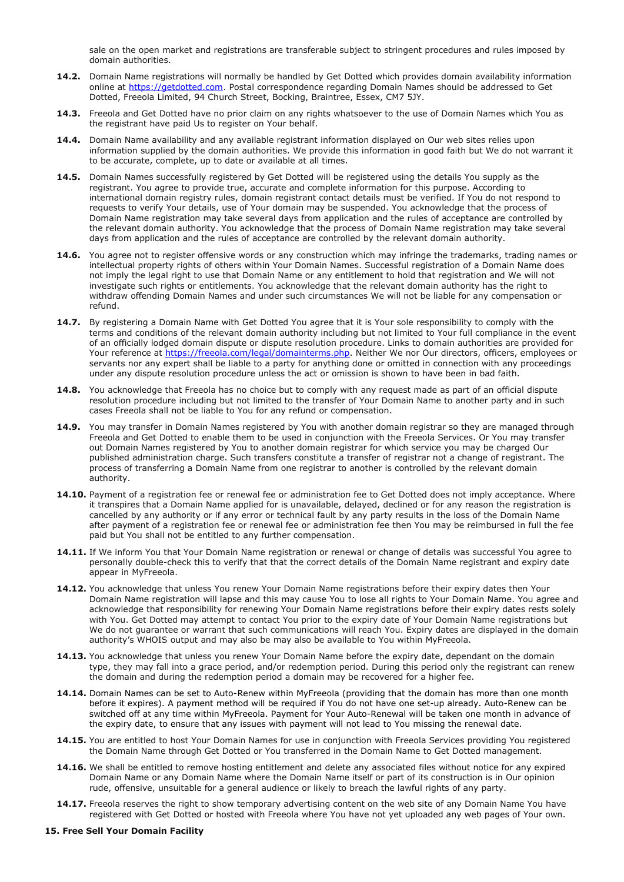sale on the open market and registrations are transferable subject to stringent procedures and rules imposed by domain authorities.

**14.2.** Domain Name registrations will normally be handled by Get Dotted which provides domain availability information online at [https://getdotted.com](https://getdotted.com). Postal correspondence regarding Domain Names should be addressed to Get Dotted, Freeola Limited, 94 Church Street, Bocking, Braintree, Essex, CM7 5JY.

**14.3.** Freeola and Get Dotted have no prior claim on any rights whatsoever to the use of Domain Names which You as the registrant have paid Us to register on Your behalf.

**14.4.** Domain Name availability and any available registrant information displayed on Our web sites relies upon information supplied by the domain authorities. We provide this information in good faith but We do not warrant it to be accurate, complete, up to date or available at all times.

**14.5.** Domain Names successfully registered by Get Dotted will be registered using the details You supply as the registrant. You agree to provide true, accurate and complete information for this purpose. According to international domain registry rules, domain registrant contact details must be verified. If You do not respond to requests to verify Your details, use of Your domain may be suspended. You acknowledge that the process of Domain Name registration may take several days from application and the rules of acceptance are controlled by the relevant domain authority. You acknowledge that the process of Domain Name registration may take several days from application and the rules of acceptance are controlled by the relevant domain authority.

**14.6.** You agree not to register offensive words or any construction which may infringe the trademarks, trading names or intellectual property rights of others within Your Domain Names. Successful registration of a Domain Name does not imply the legal right to use that Domain Name or any entitlement to hold that registration and We will not investigate such rights or entitlements. You acknowledge that the relevant domain authority has the right to withdraw offending Domain Names and under such circumstances We will not be liable for any compensation or refund.

**14.7.** By registering a Domain Name with Get Dotted You agree that it is Your sole responsibility to comply with the terms and conditions of the relevant domain authority including but not limited to Your full compliance in the event of an officially lodged domain dispute or dispute resolution procedure. Links to domain authorities are provided for Your reference at [https://freeola.com/legal/domainterms.php](https://freeola.com/legal/domainterms.php). Neither We nor Our directors, officers, employees or servants nor any expert shall be liable to a party for anything done or omitted in connection with any proceedings under any dispute resolution procedure unless the act or omission is shown to have been in bad faith.

**14.8.** You acknowledge that Freeola has no choice but to comply with any request made as part of an official dispute resolution procedure including but not limited to the transfer of Your Domain Name to another party and in such cases Freeola shall not be liable to You for any refund or compensation.

**14.9.** You may transfer in Domain Names registered by You with another domain registrar so they are managed through Freeola and Get Dotted to enable them to be used in conjunction with the Freeola Services. Or You may transfer out Domain Names registered by You to another domain registrar for which service you may be charged Our published administration charge. Such transfers constitute a transfer of registrar not a change of registrant. The process of transferring a Domain Name from one registrar to another is controlled by the relevant domain authority.

**14.10.** Payment of a registration fee or renewal fee or administration fee to Get Dotted does not imply acceptance. Where it transpires that a Domain Name applied for is unavailable, delayed, declined or for any reason the registration is cancelled by any authority or if any error or technical fault by any party results in the loss of the Domain Name after payment of a registration fee or renewal fee or administration fee then You may be reimbursed in full the fee paid but You shall not be entitled to any further compensation.

**14.11.** If We inform You that Your Domain Name registration or renewal or change of details was successful You agree to personally double-check this to verify that that the correct details of the Domain Name registrant and expiry date appear in MyFreeola.

**14.12.** You acknowledge that unless You renew Your Domain Name registrations before their expiry dates then Your Domain Name registration will lapse and this may cause You to lose all rights to Your Domain Name. You agree and acknowledge that responsibility for renewing Your Domain Name registrations before their expiry dates rests solely with You. Get Dotted may attempt to contact You prior to the expiry date of Your Domain Name registrations but We do not guarantee or warrant that such communications will reach You. Expiry dates are displayed in the domain authority's WHOIS output and may also be may also be available to You within MyFreeola.

**14.13.** You acknowledge that unless you renew Your Domain Name before the expiry date, dependant on the domain type, they may fall into a grace period, and/or redemption period. During this period only the registrant can renew the domain and during the redemption period a domain may be recovered for a higher fee.

**14.14.** Domain Names can be set to Auto-Renew within MyFreeola (providing that the domain has more than one month before it expires). A payment method will be required if You do not have one set-up already. Auto-Renew can be switched off at any time within MyFreeola. Payment for Your Auto-Renewal will be taken one month in advance of the expiry date, to ensure that any issues with payment will not lead to You missing the renewal date.

**14.15.** You are entitled to host Your Domain Names for use in conjunction with Freeola Services providing You registered the Domain Name through Get Dotted or You transferred in the Domain Name to Get Dotted management.

**14.16.** We shall be entitled to remove hosting entitlement and delete any associated files without notice for any expired Domain Name or any Domain Name where the Domain Name itself or part of its construction is in Our opinion rude, offensive, unsuitable for a general audience or likely to breach the lawful rights of any party.

**14.17.** Freeola reserves the right to show temporary advertising content on the web site of any Domain Name You have registered with Get Dotted or hosted with Freeola where You have not yet uploaded any web pages of Your own.

## 15. Free Sell Your Domain Facility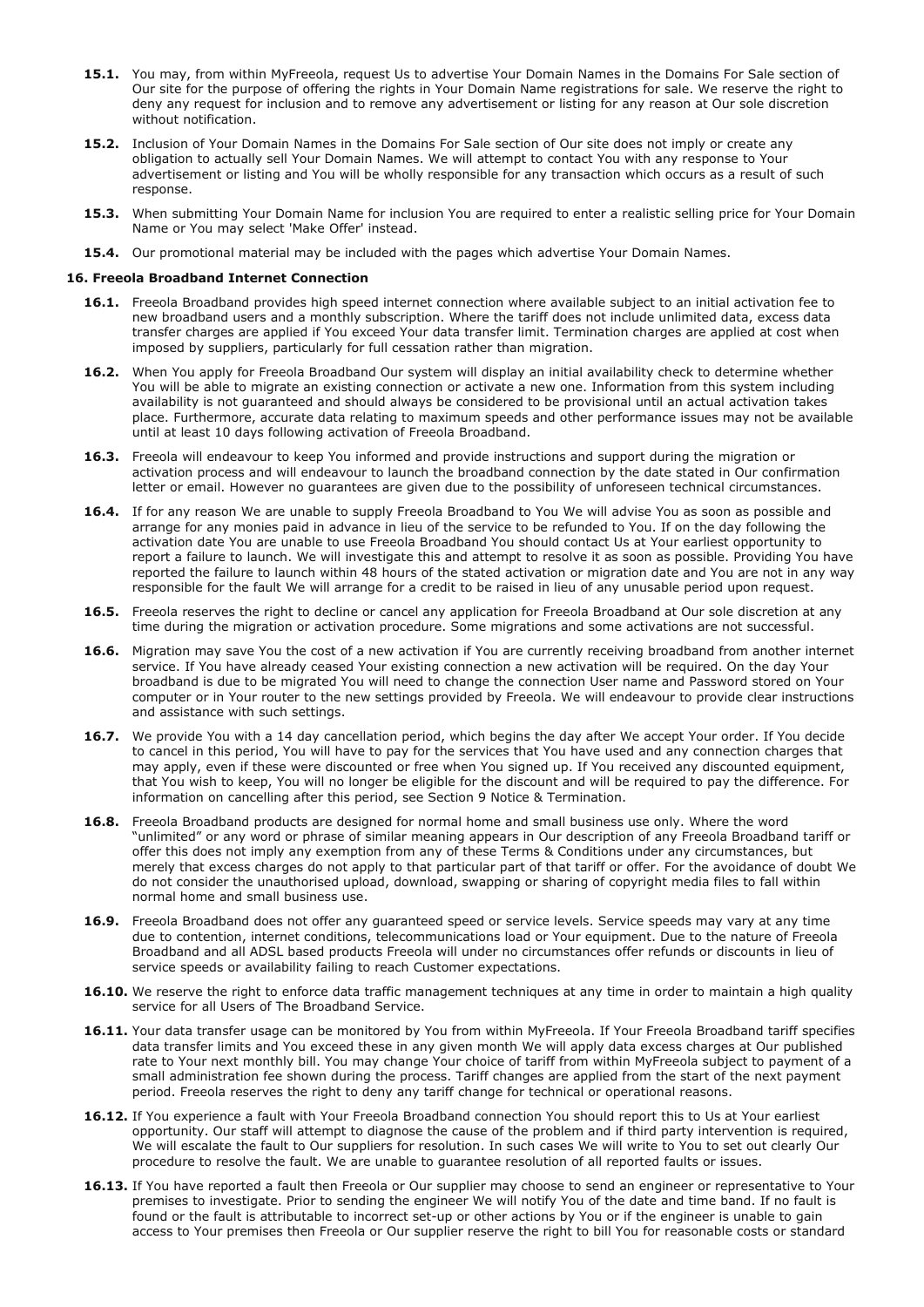**15.1.** You may, from within MyFreeola, request Us to advertise Your Domain Names in the Domains For Sale section of Our site for the purpose of offering the rights in Your Domain Name registrations for sale. We reserve the right to deny any request for inclusion and to remove any advertisement or listing for any reason at Our sole discretion without notification.

**15.2.** Inclusion of Your Domain Names in the Domains For Sale section of Our site does not imply or create any obligation to actually sell Your Domain Names. We will attempt to contact You with any response to Your advertisement or listing and You will be wholly responsible for any transaction which occurs as a result of such response.

**15.3.** When submitting Your Domain Name for inclusion You are required to enter a realistic selling price for Your Domain Name or You may select 'Make Offer' instead.

**15.4.** Our promotional material may be included with the pages which advertise Your Domain Names.

### 16. Freeola Broadband Internet Connection

**16.1.** Freeola Broadband provides high speed internet connection where available subject to an initial activation fee to new broadband users and a monthly subscription. Where the tariff does not include unlimited data, excess data transfer charges are applied if You exceed Your data transfer limit. Termination charges are applied at cost when imposed by suppliers, particularly for full cessation rather than migration.

**16.2.** When You apply for Freeola Broadband Our system will display an initial availability check to determine whether You will be able to migrate an existing connection or activate a new one. Information from this system including availability is not guaranteed and should always be considered to be provisional until an actual activation takes place. Furthermore, accurate data relating to maximum speeds and other performance issues may not be available until at least 10 days following activation of Freeola Broadband.

**16.3.** Freeola will endeavour to keep You informed and provide instructions and support during the migration or activation process and will endeavour to launch the broadband connection by the date stated in Our confirmation letter or email. However no guarantees are given due to the possibility of unforeseen technical circumstances.

**16.4.** If for any reason We are unable to supply Freeola Broadband to You We will advise You as soon as possible and arrange for any monies paid in advance in lieu of the service to be refunded to You. If on the day following the activation date You are unable to use Freeola Broadband You should contact Us at Your earliest opportunity to report a failure to launch. We will investigate this and attempt to resolve it as soon as possible. Providing You have reported the failure to launch within 48 hours of the stated activation or migration date and You are not in any way responsible for the fault We will arrange for a credit to be raised in lieu of any unusable period upon request.

**16.5.** Freeola reserves the right to decline or cancel any application for Freeola Broadband at Our sole discretion at any time during the migration or activation procedure. Some migrations and some activations are not successful.

**16.6.** Migration may save You the cost of a new activation if You are currently receiving broadband from another internet service. If You have already ceased Your existing connection a new activation will be required. On the day Your broadband is due to be migrated You will need to change the connection User name and Password stored on Your computer or in Your router to the new settings provided by Freeola. We will endeavour to provide clear instructions and assistance with such settings.

**16.7.** We provide You with a 14 day cancellation period, which begins the day after We accept Your order. If You decide to cancel in this period, You will have to pay for the services that You have used and any connection charges that may apply, even if these were discounted or free when You signed up. If You received any discounted equipment, that You wish to keep, You will no longer be eligible for the discount and will be required to pay the difference. For information on cancelling after this period, see Section 9 Notice & Termination.

**16.8.** Freeola Broadband products are designed for normal home and small business use only. Where the word "unlimited" or any word or phrase of similar meaning appears in Our description of any Freeola Broadband tariff or offer this does not imply any exemption from any of these Terms & Conditions under any circumstances, but merely that excess charges do not apply to that particular part of that tariff or offer. For the avoidance of doubt We do not consider the unauthorised upload, download, swapping or sharing of copyright media files to fall within normal home and small business use.

**16.9.** Freeola Broadband does not offer any guaranteed speed or service levels. Service speeds may vary at any time due to contention, internet conditions, telecommunications load or Your equipment. Due to the nature of Freeola Broadband and all ADSL based products Freeola will under no circumstances offer refunds or discounts in lieu of service speeds or availability failing to reach Customer expectations.

**16.10.** We reserve the right to enforce data traffic management techniques at any time in order to maintain a high quality service for all Users of The Broadband Service.

**16.11.** Your data transfer usage can be monitored by You from within MyFreeola. If Your Freeola Broadband tariff specifies data transfer limits and You exceed these in any given month We will apply data excess charges at Our published rate to Your next monthly bill. You may change Your choice of tariff from within MyFreeola subject to payment of a small administration fee shown during the process. Tariff changes are applied from the start of the next payment period. Freeola reserves the right to deny any tariff change for technical or operational reasons.

**16.12.** If You experience a fault with Your Freeola Broadband connection You should report this to Us at Your earliest opportunity. Our staff will attempt to diagnose the cause of the problem and if third party intervention is required, We will escalate the fault to Our suppliers for resolution. In such cases We will write to You to set out clearly Our procedure to resolve the fault. We are unable to guarantee resolution of all reported faults or issues.

**16.13.** If You have reported a fault then Freeola or Our supplier may choose to send an engineer or representative to Your premises to investigate. Prior to sending the engineer We will notify You of the date and time band. If no fault is found or the fault is attributable to incorrect set-up or other actions by You or if the engineer is unable to gain access to Your premises then Freeola or Our supplier reserve the right to bill You for reasonable costs or standard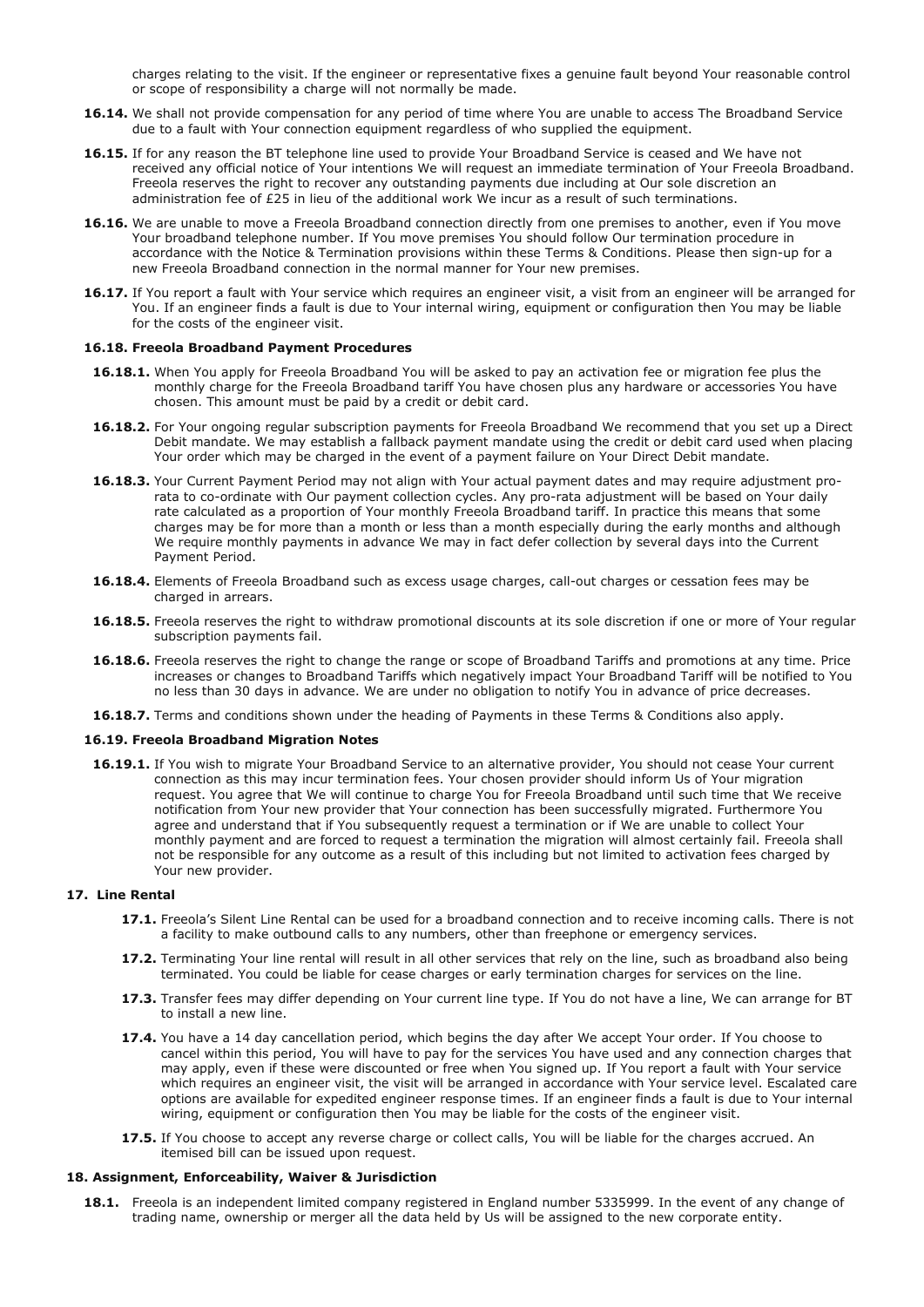charges relating to the visit. If the engineer or representative fixes a genuine fault beyond Your reasonable control or scope of responsibility a charge will not normally be made.

**16.14.** We shall not provide compensation for any period of time where You are unable to access The Broadband Service due to a fault with Your connection equipment regardless of who supplied the equipment.

**16.15.** If for any reason the BT telephone line used to provide Your Broadband Service is ceased and We have not received any official notice of Your intentions We will request an immediate termination of Your Freeola Broadband. Freeola reserves the right to recover any outstanding payments due including at Our sole discretion an administration fee of £25 in lieu of the additional work We incur as a result of such terminations.

**16.16.** We are unable to move a Freeola Broadband connection directly from one premises to another, even if You move Your broadband telephone number. If You move premises You should follow Our termination procedure in accordance with the Notice & Termination provisions within these Terms & Conditions. Please then sign-up for a new Freeola Broadband connection in the normal manner for Your new premises.

**16.17.** If You report a fault with Your service which requires an engineer visit, a visit from an engineer will be arranged for You. If an engineer finds a fault is due to Your internal wiring, equipment or configuration then You may be liable for the costs of the engineer visit.

#### 16.18. Freeola Broadband Payment Procedures

**16.18.1.** When You apply for Freeola Broadband You will be asked to pay an activation fee or migration fee plus the monthly charge for the Freeola Broadband tariff You have chosen plus any hardware or accessories You have chosen. This amount must be paid by a credit or debit card.

**16.18.2.** For Your ongoing regular subscription payments for Freeola Broadband We recommend that you set up a Direct Debit mandate. We may establish a fallback payment mandate using the credit or debit card used when placing Your order which may be charged in the event of a payment failure on Your Direct Debit mandate.

**16.18.3.** Your Current Payment Period may not align with Your actual payment dates and may require adjustment pro-rata to co-ordinate with Our payment collection cycles. Any pro-rata adjustment will be based on Your daily rate calculated as a proportion of Your monthly Freeola Broadband tariff. In practice this means that some charges may be for more than a month or less than a month especially during the early months and although We require monthly payments in advance We may in fact defer collection by several days into the Current Payment Period.

**16.18.4.** Elements of Freeola Broadband such as excess usage charges, call-out charges or cessation fees may be charged in arrears.

**16.18.5.** Freeola reserves the right to withdraw promotional discounts at its sole discretion if one or more of Your regular subscription payments fail.

**16.18.6.** Freeola reserves the right to change the range or scope of Broadband Tariffs and promotions at any time. Price increases or changes to Broadband Tariffs which negatively impact Your Broadband Tariff will be notified to You no less than 30 days in advance. We are under no obligation to notify You in advance of price decreases.

**16.18.7.** Terms and conditions shown under the heading of Payments in these Terms & Conditions also apply.

#### 16.19. Freeola Broadband Migration Notes

**16.19.1.** If You wish to migrate Your Broadband Service to an alternative provider, You should not cease Your current connection as this may incur termination fees. Your chosen provider should inform Us of Your migration request. You agree that We will continue to charge You for Freeola Broadband until such time that We receive notification from Your new provider that Your connection has been successfully migrated. Furthermore You agree and understand that if You subsequently request a termination or if We are unable to collect Your monthly payment and are forced to request a termination the migration will almost certainly fail. Freeola shall not be responsible for any outcome as a result of this including but not limited to activation fees charged by Your new provider.

### 17. Line Rental

**17.1.** Freeola's Silent Line Rental can be used for a broadband connection and to receive incoming calls. There is not a facility to make outbound calls to any numbers, other than freephone or emergency services.

**17.2.** Terminating Your line rental will result in all other services that rely on the line, such as broadband also being terminated. You could be liable for cease charges or early termination charges for services on the line.

**17.3.** Transfer fees may differ depending on Your current line type. If You do not have a line, We can arrange for BT to install a new line.

**17.4.** You have a 14 day cancellation period, which begins the day after We accept Your order. If You choose to cancel within this period, You will have to pay for the services You have used and any connection charges that may apply, even if these were discounted or free when You signed up. If You report a fault with Your service which requires an engineer visit, the visit will be arranged in accordance with Your service level. Escalated care options are available for expedited engineer response times. If an engineer finds a fault is due to Your internal wiring, equipment or configuration then You may be liable for the costs of the engineer visit.

**17.5.** If You choose to accept any reverse charge or collect calls, You will be liable for the charges accrued. An itemised bill can be issued upon request.

### 18. Assignment, Enforceability, Waiver & Jurisdiction

**18.1.** Freeola is an independent limited company registered in England number 5335999. In the event of any change of trading name, ownership or merger all the data held by Us will be assigned to the new corporate entity.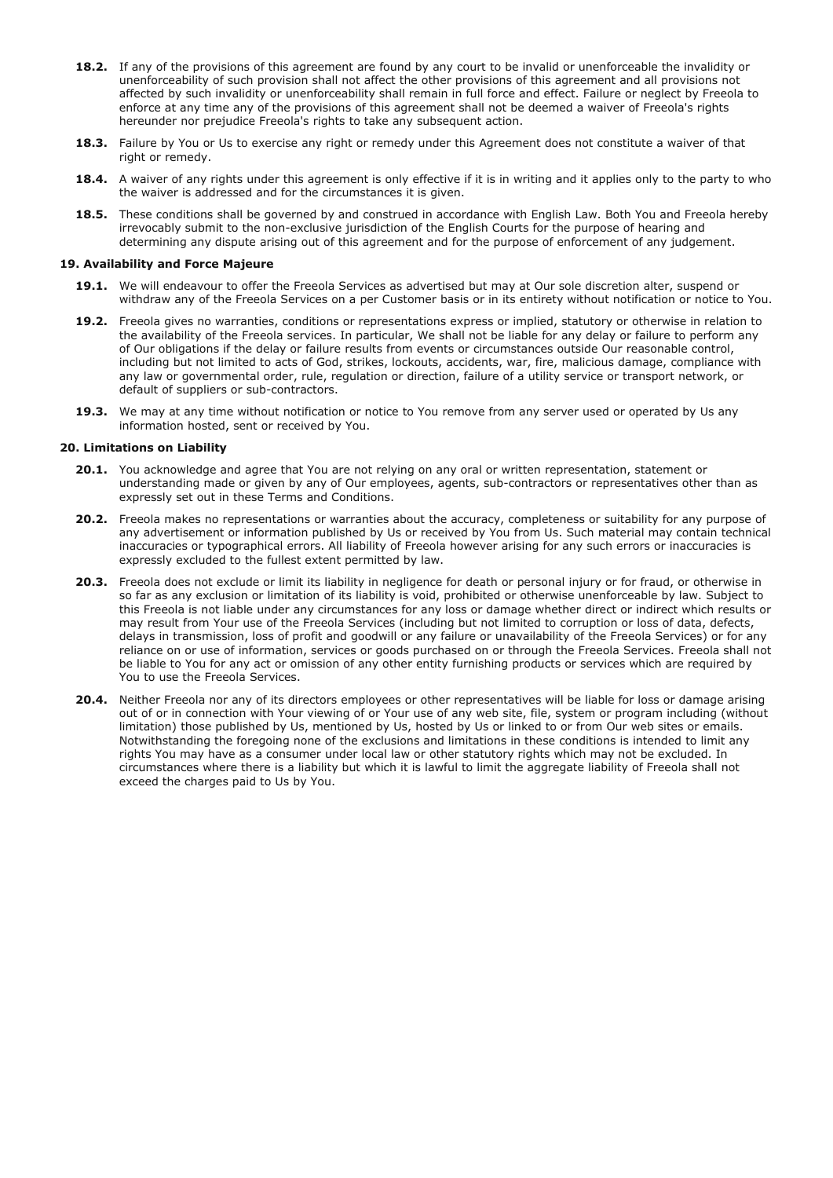**18.2.** If any of the provisions of this agreement are found by any court to be invalid or unenforceable the invalidity or unenforceability of such provision shall not affect the other provisions of this agreement and all provisions not affected by such invalidity or unenforceability shall remain in full force and effect. Failure or neglect by Freeola to enforce at any time any of the provisions of this agreement shall not be deemed a waiver of Freeola's rights hereunder nor prejudice Freeola's rights to take any subsequent action.

**18.3.** Failure by You or Us to exercise any right or remedy under this Agreement does not constitute a waiver of that right or remedy.

**18.4.** A waiver of any rights under this agreement is only effective if it is in writing and it applies only to the party to who the waiver is addressed and for the circumstances it is given.

**18.5.** These conditions shall be governed by and construed in accordance with English Law. Both You and Freeola hereby irrevocably submit to the non-exclusive jurisdiction of the English Courts for the purpose of hearing and determining any dispute arising out of this agreement and for the purpose of enforcement of any judgement.

### 19. Availability and Force Majeure

**19.1.** We will endeavour to offer the Freeola Services as advertised but may at Our sole discretion alter, suspend or withdraw any of the Freeola Services on a per Customer basis or in its entirety without notification or notice to You.

**19.2.** Freeola gives no warranties, conditions or representations express or implied, statutory or otherwise in relation to the availability of the Freeola services. In particular, We shall not be liable for any delay or failure to perform any of Our obligations if the delay or failure results from events or circumstances outside Our reasonable control, including but not limited to acts of God, strikes, lockouts, accidents, war, fire, malicious damage, compliance with any law or governmental order, rule, regulation or direction, failure of a utility service or transport network, or default of suppliers or sub-contractors.

**19.3.** We may at any time without notification or notice to You remove from any server used or operated by Us any information hosted, sent or received by You.

### 20. Limitations on Liability

**20.1.** You acknowledge and agree that You are not relying on any oral or written representation, statement or understanding made or given by any of Our employees, agents, sub-contractors or representatives other than as expressly set out in these Terms and Conditions.

**20.2.** Freeola makes no representations or warranties about the accuracy, completeness or suitability for any purpose of any advertisement or information published by Us or received by You from Us. Such material may contain technical inaccuracies or typographical errors. All liability of Freeola however arising for any such errors or inaccuracies is expressly excluded to the fullest extent permitted by law.

**20.3.** Freeola does not exclude or limit its liability in negligence for death or personal injury or for fraud, or otherwise in so far as any exclusion or limitation of its liability is void, prohibited or otherwise unenforceable by law. Subject to this Freeola is not liable under any circumstances for any loss or damage whether direct or indirect which results or may result from Your use of the Freeola Services (including but not limited to corruption or loss of data, defects, delays in transmission, loss of profit and goodwill or any failure or unavailability of the Freeola Services) or for any reliance on or use of information, services or goods purchased on or through the Freeola Services. Freeola shall not be liable to You for any act or omission of any other entity furnishing products or services which are required by You to use the Freeola Services.

**20.4.** Neither Freeola nor any of its directors employees or other representatives will be liable for loss or damage arising out of or in connection with Your viewing of or Your use of any web site, file, system or program including (without limitation) those published by Us, mentioned by Us, hosted by Us or linked to or from Our web sites or emails. Notwithstanding the foregoing none of the exclusions and limitations in these conditions is intended to limit any rights You may have as a consumer under local law or other statutory rights which may not be excluded. In circumstances where there is a liability but which it is lawful to limit the aggregate liability of Freeola shall not exceed the charges paid to Us by You.